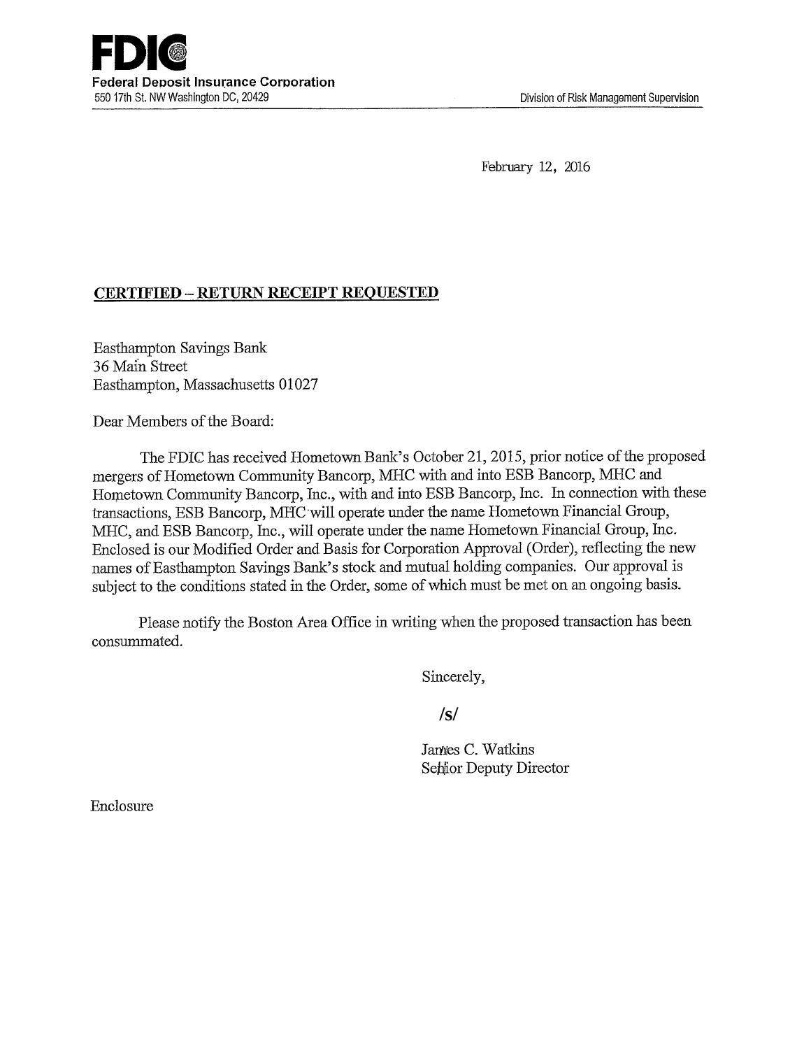**FDIC**
**Federal Deposit Insurance Corporation**
550 17th St. NW Washington DC, 20429

Division of Risk Management Supervision

February 12, 2016

**CERTIFIED – RETURN RECEIPT REQUESTED**

Easthampton Savings Bank
36 Main Street
Easthampton, Massachusetts 01027

Dear Members of the Board:

The FDIC has received Hometown Bank's October 21, 2015, prior notice of the proposed mergers of Hometown Community Bancorp, MHC with and into ESB Bancorp, MHC and Hometown Community Bancorp, Inc., with and into ESB Bancorp, Inc. In connection with these transactions, ESB Bancorp, MHC will operate under the name Hometown Financial Group, MHC, and ESB Bancorp, Inc., will operate under the name Hometown Financial Group, Inc. Enclosed is our Modified Order and Basis for Corporation Approval (Order), reflecting the new names of Easthampton Savings Bank's stock and mutual holding companies. Our approval is subject to the conditions stated in the Order, some of which must be met on an ongoing basis.

Please notify the Boston Area Office in writing when the proposed transaction has been consummated.

Sincerely,

/s/

James C. Watkins
Senior Deputy Director

Enclosure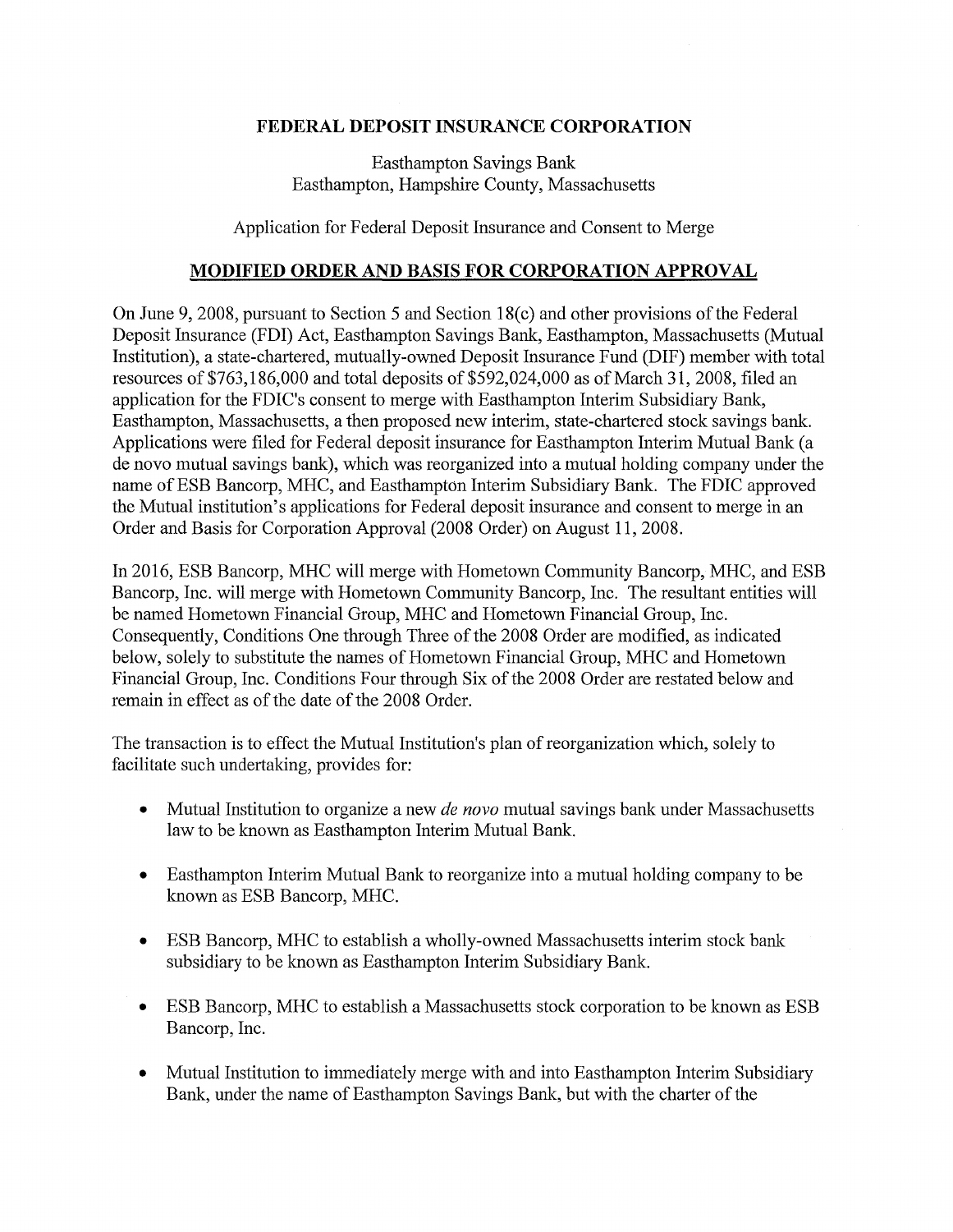**FEDERAL DEPOSIT INSURANCE CORPORATION**

Easthampton Savings Bank
Easthampton, Hampshire County, Massachusetts

Application for Federal Deposit Insurance and Consent to Merge

## MODIFIED ORDER AND BASIS FOR CORPORATION APPROVAL

On June 9, 2008, pursuant to Section 5 and Section 18(c) and other provisions of the Federal Deposit Insurance (FDI) Act, Easthampton Savings Bank, Easthampton, Massachusetts (Mutual Institution), a state-chartered, mutually-owned Deposit Insurance Fund (DIF) member with total resources of $763,186,000 and total deposits of $592,024,000 as of March 31, 2008, filed an application for the FDIC's consent to merge with Easthampton Interim Subsidiary Bank, Easthampton, Massachusetts, a then proposed new interim, state-chartered stock savings bank. Applications were filed for Federal deposit insurance for Easthampton Interim Mutual Bank (a de novo mutual savings bank), which was reorganized into a mutual holding company under the name of ESB Bancorp, MHC, and Easthampton Interim Subsidiary Bank. The FDIC approved the Mutual institution's applications for Federal deposit insurance and consent to merge in an Order and Basis for Corporation Approval (2008 Order) on August 11, 2008.

In 2016, ESB Bancorp, MHC will merge with Hometown Community Bancorp, MHC, and ESB Bancorp, Inc. will merge with Hometown Community Bancorp, Inc. The resultant entities will be named Hometown Financial Group, MHC and Hometown Financial Group, Inc. Consequently, Conditions One through Three of the 2008 Order are modified, as indicated below, solely to substitute the names of Hometown Financial Group, MHC and Hometown Financial Group, Inc. Conditions Four through Six of the 2008 Order are restated below and remain in effect as of the date of the 2008 Order.

The transaction is to effect the Mutual Institution's plan of reorganization which, solely to facilitate such undertaking, provides for:

- Mutual Institution to organize a new *de novo* mutual savings bank under Massachusetts law to be known as Easthampton Interim Mutual Bank.
- Easthampton Interim Mutual Bank to reorganize into a mutual holding company to be known as ESB Bancorp, MHC.
- ESB Bancorp, MHC to establish a wholly-owned Massachusetts interim stock bank subsidiary to be known as Easthampton Interim Subsidiary Bank.
- ESB Bancorp, MHC to establish a Massachusetts stock corporation to be known as ESB Bancorp, Inc.
- Mutual Institution to immediately merge with and into Easthampton Interim Subsidiary Bank, under the name of Easthampton Savings Bank, but with the charter of the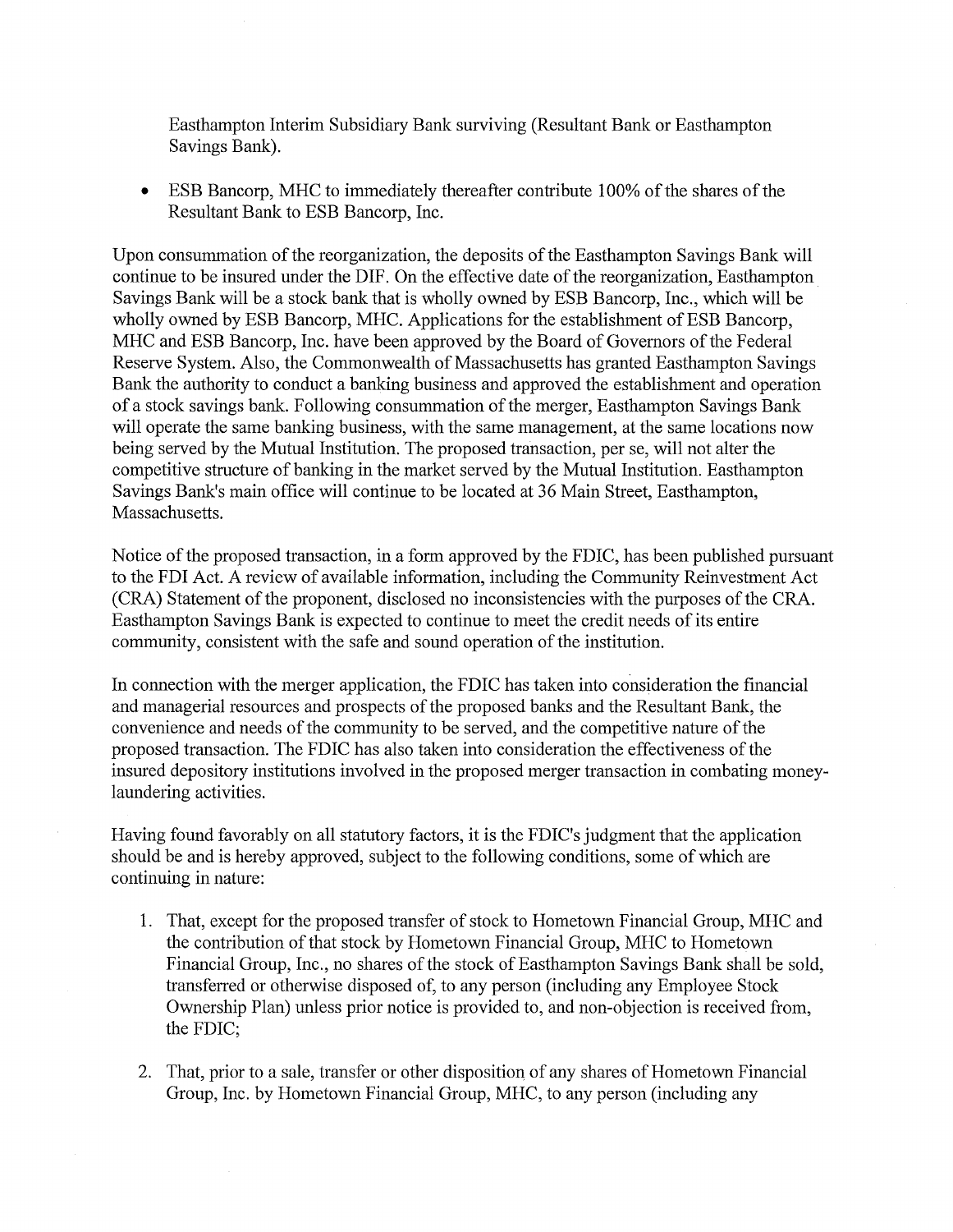Easthampton Interim Subsidiary Bank surviving (Resultant Bank or Easthampton Savings Bank).

- ESB Bancorp, MHC to immediately thereafter contribute 100% of the shares of the Resultant Bank to ESB Bancorp, Inc.

Upon consummation of the reorganization, the deposits of the Easthampton Savings Bank will continue to be insured under the DIF. On the effective date of the reorganization, Easthampton Savings Bank will be a stock bank that is wholly owned by ESB Bancorp, Inc., which will be wholly owned by ESB Bancorp, MHC. Applications for the establishment of ESB Bancorp, MHC and ESB Bancorp, Inc. have been approved by the Board of Governors of the Federal Reserve System. Also, the Commonwealth of Massachusetts has granted Easthampton Savings Bank the authority to conduct a banking business and approved the establishment and operation of a stock savings bank. Following consummation of the merger, Easthampton Savings Bank will operate the same banking business, with the same management, at the same locations now being served by the Mutual Institution. The proposed transaction, per se, will not alter the competitive structure of banking in the market served by the Mutual Institution. Easthampton Savings Bank's main office will continue to be located at 36 Main Street, Easthampton, Massachusetts.

Notice of the proposed transaction, in a form approved by the FDIC, has been published pursuant to the FDI Act. A review of available information, including the Community Reinvestment Act (CRA) Statement of the proponent, disclosed no inconsistencies with the purposes of the CRA. Easthampton Savings Bank is expected to continue to meet the credit needs of its entire community, consistent with the safe and sound operation of the institution.

In connection with the merger application, the FDIC has taken into consideration the financial and managerial resources and prospects of the proposed banks and the Resultant Bank, the convenience and needs of the community to be served, and the competitive nature of the proposed transaction. The FDIC has also taken into consideration the effectiveness of the insured depository institutions involved in the proposed merger transaction in combating money-laundering activities.

Having found favorably on all statutory factors, it is the FDIC's judgment that the application should be and is hereby approved, subject to the following conditions, some of which are continuing in nature:

1. That, except for the proposed transfer of stock to Hometown Financial Group, MHC and the contribution of that stock by Hometown Financial Group, MHC to Hometown Financial Group, Inc., no shares of the stock of Easthampton Savings Bank shall be sold, transferred or otherwise disposed of, to any person (including any Employee Stock Ownership Plan) unless prior notice is provided to, and non-objection is received from, the FDIC;

2. That, prior to a sale, transfer or other disposition of any shares of Hometown Financial Group, Inc. by Hometown Financial Group, MHC, to any person (including any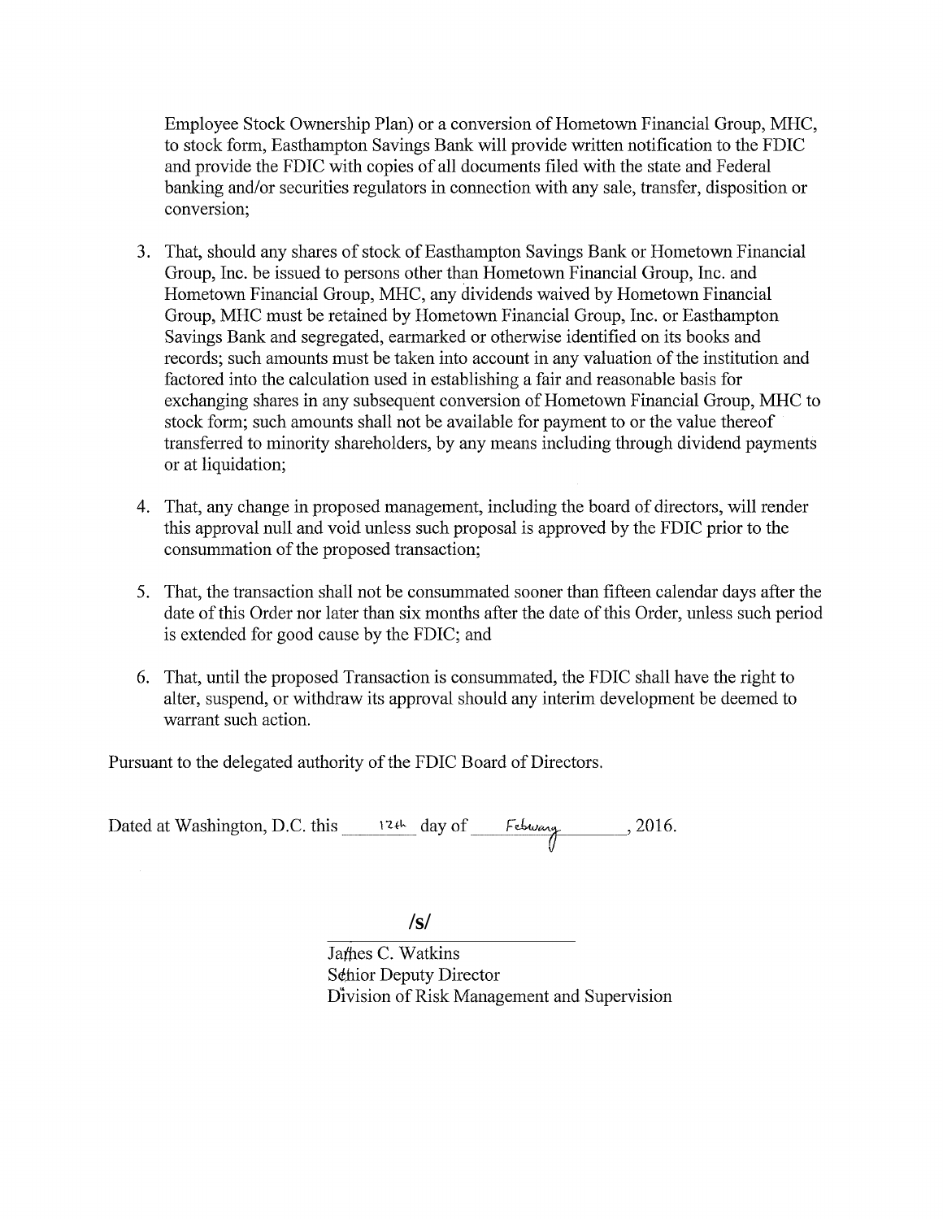Employee Stock Ownership Plan) or a conversion of Hometown Financial Group, MHC, to stock form, Easthampton Savings Bank will provide written notification to the FDIC and provide the FDIC with copies of all documents filed with the state and Federal banking and/or securities regulators in connection with any sale, transfer, disposition or conversion;

3. That, should any shares of stock of Easthampton Savings Bank or Hometown Financial Group, Inc. be issued to persons other than Hometown Financial Group, Inc. and Hometown Financial Group, MHC, any dividends waived by Hometown Financial Group, MHC must be retained by Hometown Financial Group, Inc. or Easthampton Savings Bank and segregated, earmarked or otherwise identified on its books and records; such amounts must be taken into account in any valuation of the institution and factored into the calculation used in establishing a fair and reasonable basis for exchanging shares in any subsequent conversion of Hometown Financial Group, MHC to stock form; such amounts shall not be available for payment to or the value thereof transferred to minority shareholders, by any means including through dividend payments or at liquidation;

4. That, any change in proposed management, including the board of directors, will render this approval null and void unless such proposal is approved by the FDIC prior to the consummation of the proposed transaction;

5. That, the transaction shall not be consummated sooner than fifteen calendar days after the date of this Order nor later than six months after the date of this Order, unless such period is extended for good cause by the FDIC; and

6. That, until the proposed Transaction is consummated, the FDIC shall have the right to alter, suspend, or withdraw its approval should any interim development be deemed to warrant such action.

Pursuant to the delegated authority of the FDIC Board of Directors.

Dated at Washington, D.C. this 12th day of February, 2016.

/s/

James C. Watkins
Senior Deputy Director
Division of Risk Management and Supervision